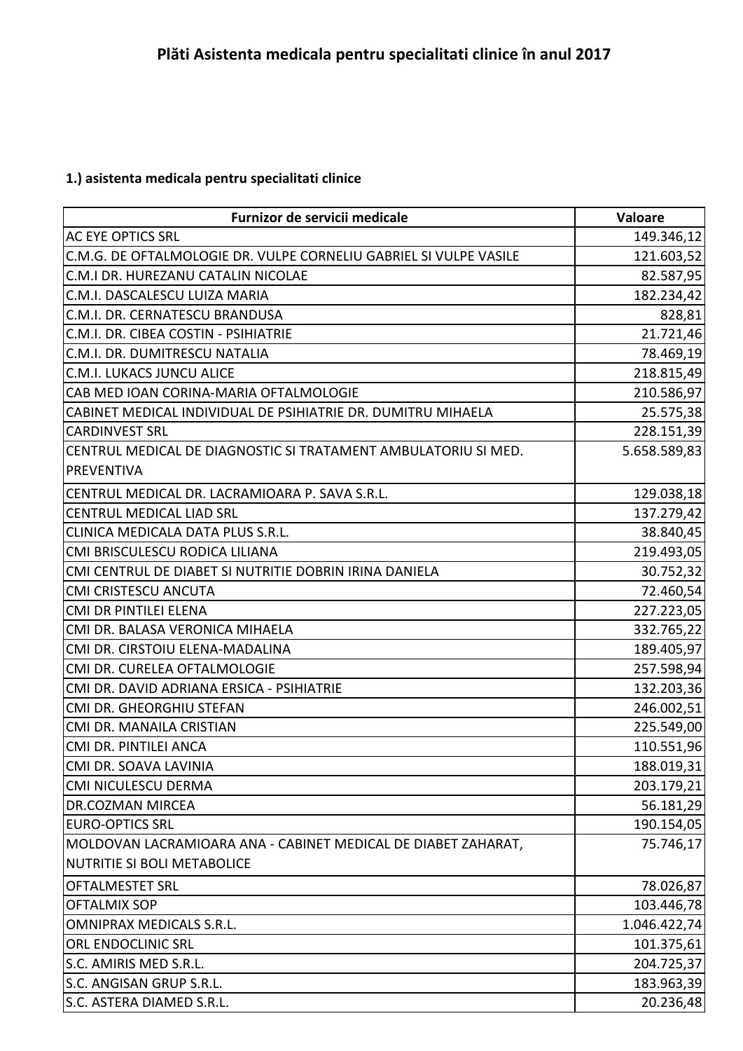# Plăti Asistenta medicala pentru specialitati clinice în anul 2017

## 1.) asistenta medicala pentru specialitati clinice

| Furnizor de servicii medicale | Valoare |
|---|---|
| AC EYE OPTICS SRL | 149.346,12 |
| C.M.G. DE OFTALMOLOGIE DR. VULPE CORNELIU GABRIEL SI VULPE VASILE | 121.603,52 |
| C.M.I DR. HUREZANU CATALIN NICOLAE | 82.587,95 |
| C.M.I. DASCALESCU LUIZA MARIA | 182.234,42 |
| C.M.I. DR. CERNATESCU BRANDUSA | 828,81 |
| C.M.I. DR. CIBEA COSTIN - PSIHIATRIE | 21.721,46 |
| C.M.I. DR. DUMITRESCU NATALIA | 78.469,19 |
| C.M.I. LUKACS JUNCU ALICE | 218.815,49 |
| CAB MED IOAN CORINA-MARIA OFTALMOLOGIE | 210.586,97 |
| CABINET MEDICAL INDIVIDUAL DE PSIHIATRIE DR. DUMITRU MIHAELA | 25.575,38 |
| CARDINVEST SRL | 228.151,39 |
| CENTRUL MEDICAL DE DIAGNOSTIC SI TRATAMENT AMBULATORIU SI MED. PREVENTIVA | 5.658.589,83 |
| CENTRUL MEDICAL DR. LACRAMIOARA P. SAVA S.R.L. | 129.038,18 |
| CENTRUL MEDICAL LIAD SRL | 137.279,42 |
| CLINICA MEDICALA DATA PLUS S.R.L. | 38.840,45 |
| CMI BRISCULESCU RODICA LILIANA | 219.493,05 |
| CMI CENTRUL DE DIABET SI NUTRITIE DOBRIN IRINA DANIELA | 30.752,32 |
| CMI CRISTESCU ANCUTA | 72.460,54 |
| CMI DR PINTILEI ELENA | 227.223,05 |
| CMI DR. BALASA VERONICA MIHAELA | 332.765,22 |
| CMI DR. CIRSTOIU ELENA-MADALINA | 189.405,97 |
| CMI DR. CURELEA OFTALMOLOGIE | 257.598,94 |
| CMI DR. DAVID ADRIANA ERSICA - PSIHIATRIE | 132.203,36 |
| CMI DR. GHEORGHIU STEFAN | 246.002,51 |
| CMI DR. MANAILA CRISTIAN | 225.549,00 |
| CMI DR. PINTILEI ANCA | 110.551,96 |
| CMI DR. SOAVA LAVINIA | 188.019,31 |
| CMI NICULESCU DERMA | 203.179,21 |
| DR.COZMAN MIRCEA | 56.181,29 |
| EURO-OPTICS SRL | 190.154,05 |
| MOLDOVAN LACRAMIOARA ANA - CABINET MEDICAL DE DIABET ZAHARAT, NUTRITIE SI BOLI METABOLICE | 75.746,17 |
| OFTALMESTET SRL | 78.026,87 |
| OFTALMIX SOP | 103.446,78 |
| OMNIPRAX MEDICALS S.R.L. | 1.046.422,74 |
| ORL ENDOCLINIC SRL | 101.375,61 |
| S.C. AMIRIS MED S.R.L. | 204.725,37 |
| S.C. ANGISAN GRUP S.R.L. | 183.963,39 |
| S.C. ASTERA DIAMED S.R.L. | 20.236,48 |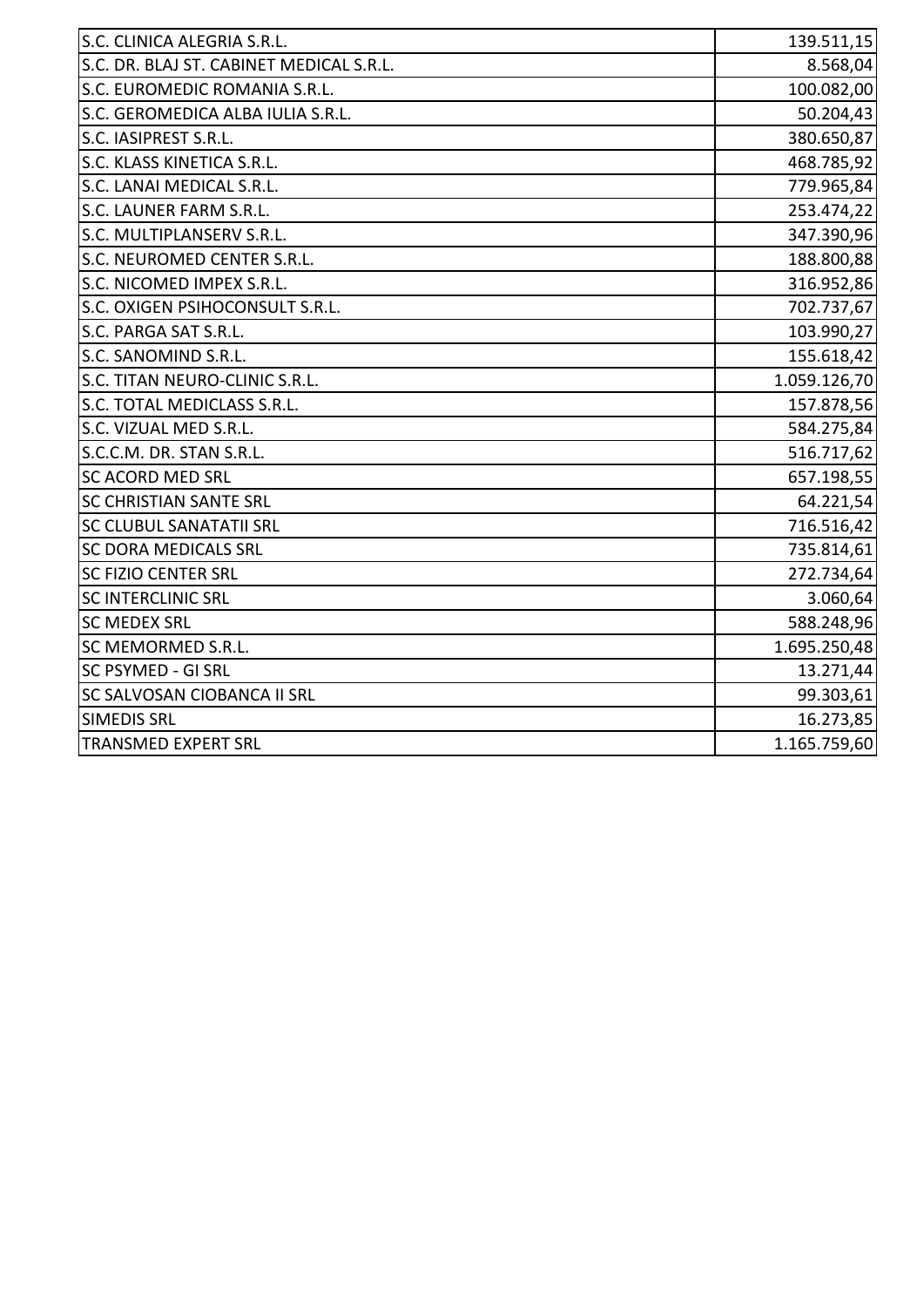| | |
|---|---|
| S.C. CLINICA ALEGRIA S.R.L. | 139.511,15 |
| S.C. DR. BLAJ ST. CABINET MEDICAL S.R.L. | 8.568,04 |
| S.C. EUROMEDIC ROMANIA S.R.L. | 100.082,00 |
| S.C. GEROMEDICA ALBA IULIA S.R.L. | 50.204,43 |
| S.C. IASIPREST S.R.L. | 380.650,87 |
| S.C. KLASS KINETICA S.R.L. | 468.785,92 |
| S.C. LANAI MEDICAL S.R.L. | 779.965,84 |
| S.C. LAUNER FARM S.R.L. | 253.474,22 |
| S.C. MULTIPLANSERV S.R.L. | 347.390,96 |
| S.C. NEUROMED CENTER S.R.L. | 188.800,88 |
| S.C. NICOMED IMPEX S.R.L. | 316.952,86 |
| S.C. OXIGEN PSIHOCONSULT S.R.L. | 702.737,67 |
| S.C. PARGA SAT S.R.L. | 103.990,27 |
| S.C. SANOMIND S.R.L. | 155.618,42 |
| S.C. TITAN NEURO-CLINIC S.R.L. | 1.059.126,70 |
| S.C. TOTAL MEDICLASS S.R.L. | 157.878,56 |
| S.C. VIZUAL MED S.R.L. | 584.275,84 |
| S.C.C.M. DR. STAN S.R.L. | 516.717,62 |
| SC ACORD MED SRL | 657.198,55 |
| SC CHRISTIAN SANTE SRL | 64.221,54 |
| SC CLUBUL SANATATII SRL | 716.516,42 |
| SC DORA MEDICALS SRL | 735.814,61 |
| SC FIZIO CENTER SRL | 272.734,64 |
| SC INTERCLINIC SRL | 3.060,64 |
| SC MEDEX SRL | 588.248,96 |
| SC MEMORMED S.R.L. | 1.695.250,48 |
| SC PSYMED - GI SRL | 13.271,44 |
| SC SALVOSAN CIOBANCA II SRL | 99.303,61 |
| SIMEDIS SRL | 16.273,85 |
| TRANSMED EXPERT SRL | 1.165.759,60 |